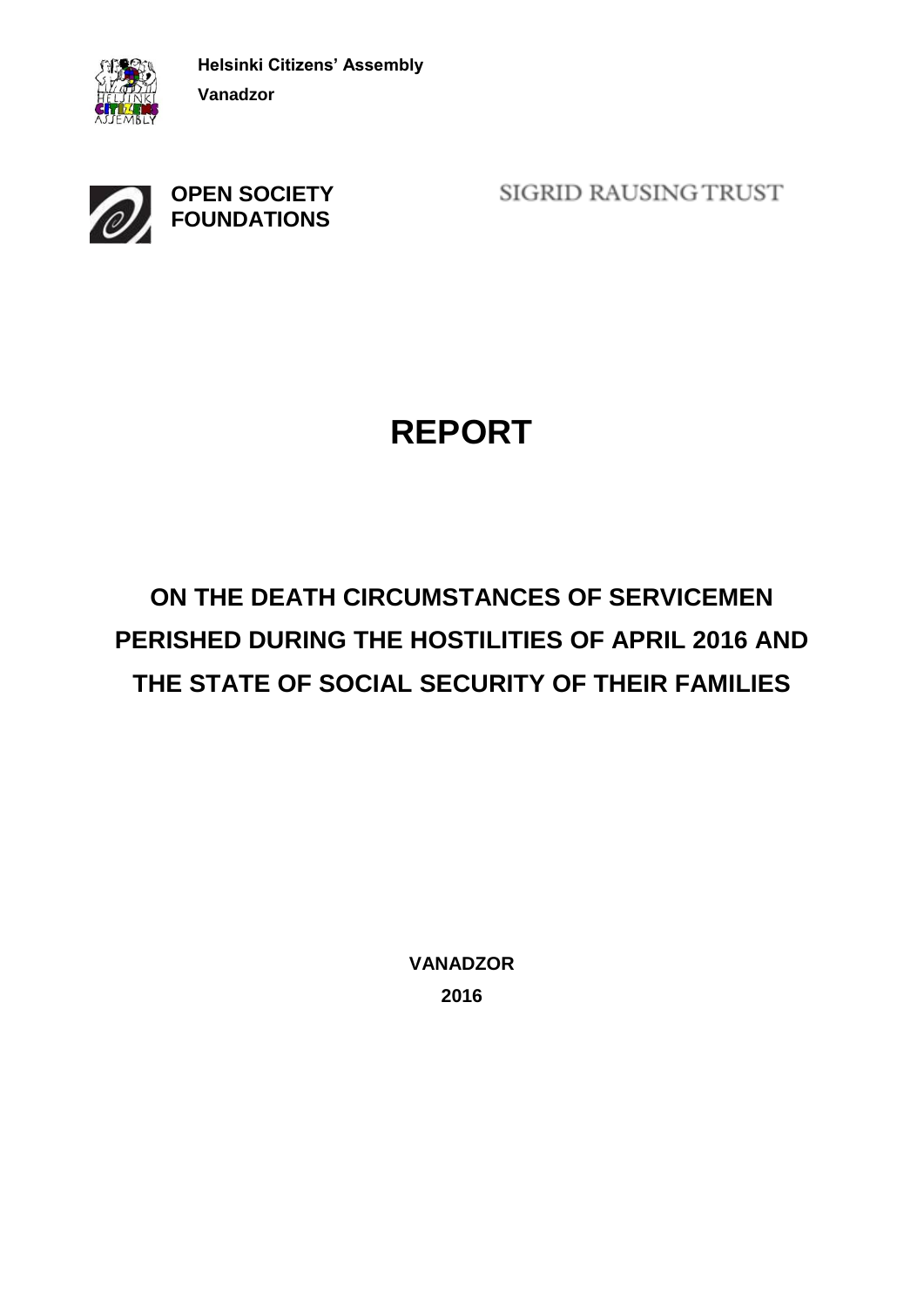**Helsinki Citizens' Assembly**

**Vanadzor**

**OPEN SOCIETY FOUNDATIONS**

SIGRID RAUSING TRUST

# REPORT

## ON THE DEATH CIRCUMSTANCES OF SERVICEMEN PERISHED DURING THE HOSTILITIES OF APRIL 2016 AND THE STATE OF SOCIAL SECURITY OF THEIR FAMILIES

**VANADZOR**

**2016**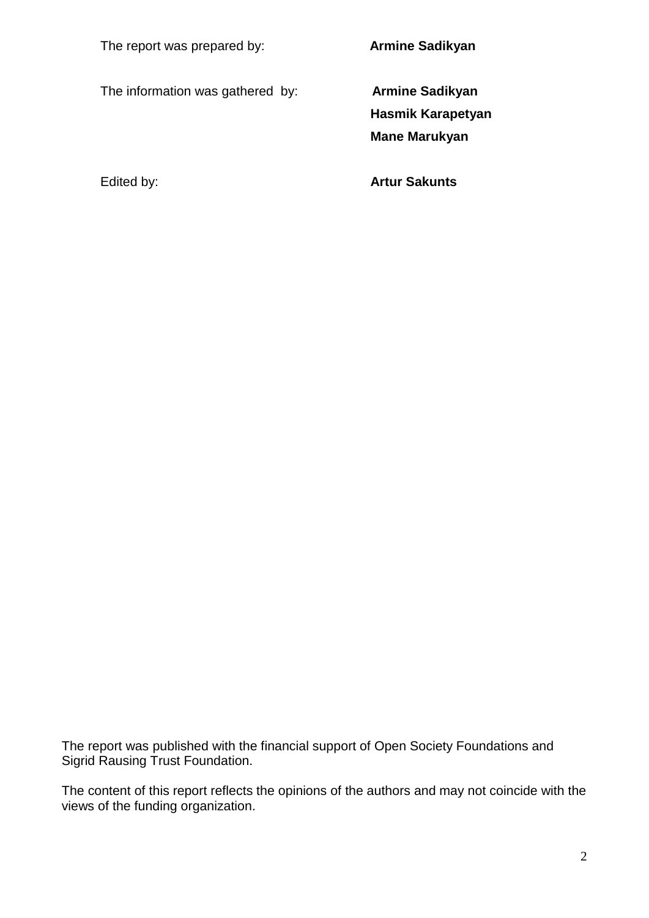The report was prepared by: **Armine Sadikyan**

The information was gathered by: **Armine Sadikyan**
**Hasmik Karapetyan**
**Mane Marukyan**

Edited by: **Artur Sakunts**

The report was published with the financial support of Open Society Foundations and Sigrid Rausing Trust Foundation.

The content of this report reflects the opinions of the authors and may not coincide with the views of the funding organization.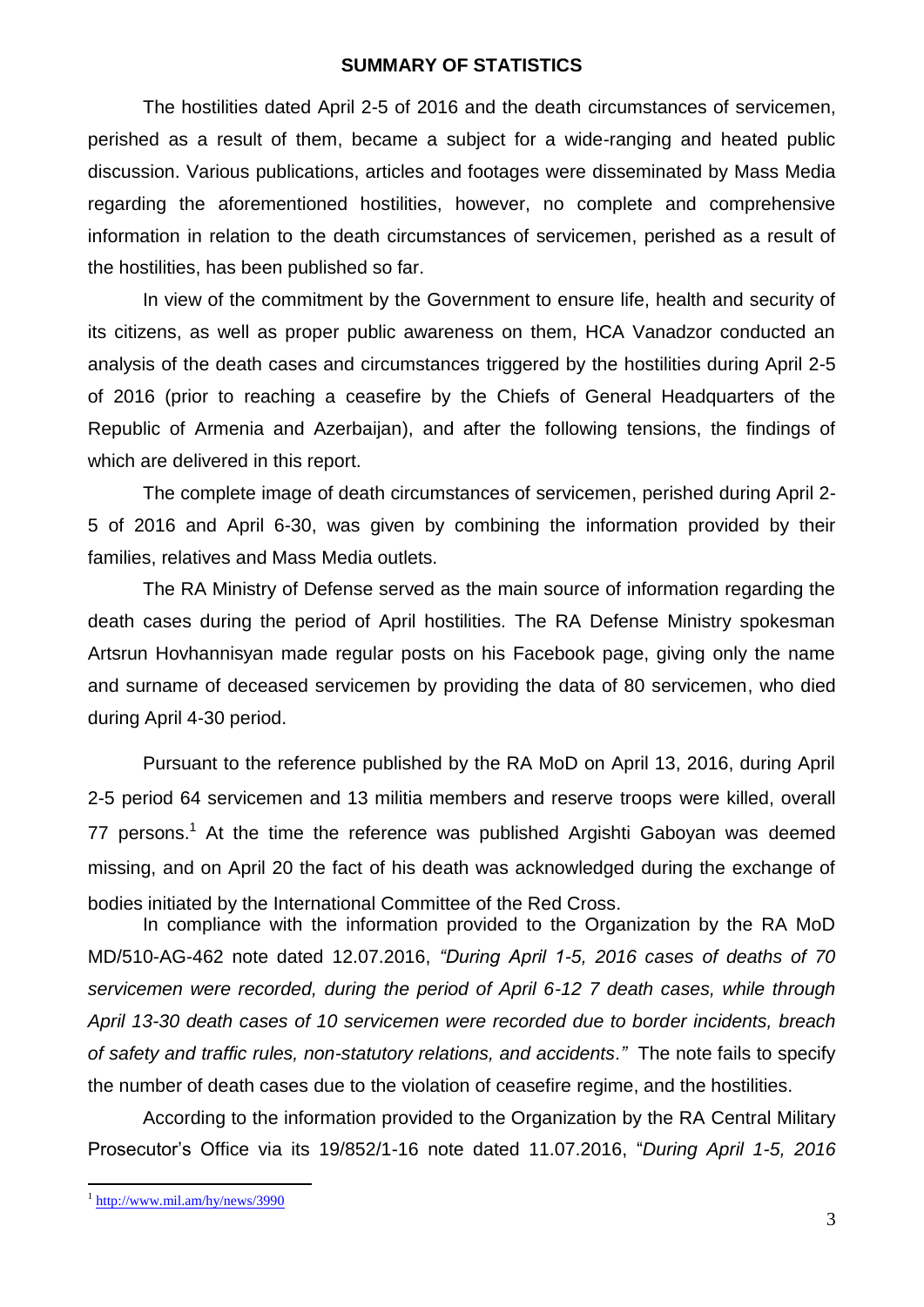## SUMMARY OF STATISTICS

The hostilities dated April 2-5 of 2016 and the death circumstances of servicemen, perished as a result of them, became a subject for a wide-ranging and heated public discussion. Various publications, articles and footages were disseminated by Mass Media regarding the aforementioned hostilities, however, no complete and comprehensive information in relation to the death circumstances of servicemen, perished as a result of the hostilities, has been published so far.

In view of the commitment by the Government to ensure life, health and security of its citizens, as well as proper public awareness on them, HCA Vanadzor conducted an analysis of the death cases and circumstances triggered by the hostilities during April 2-5 of 2016 (prior to reaching a ceasefire by the Chiefs of General Headquarters of the Republic of Armenia and Azerbaijan), and after the following tensions, the findings of which are delivered in this report.

The complete image of death circumstances of servicemen, perished during April 2-5 of 2016 and April 6-30, was given by combining the information provided by their families, relatives and Mass Media outlets.

The RA Ministry of Defense served as the main source of information regarding the death cases during the period of April hostilities. The RA Defense Ministry spokesman Artsrun Hovhannisyan made regular posts on his Facebook page, giving only the name and surname of deceased servicemen by providing the data of 80 servicemen, who died during April 4-30 period.

Pursuant to the reference published by the RA MoD on April 13, 2016, during April 2-5 period 64 servicemen and 13 militia members and reserve troops were killed, overall 77 persons.[1] At the time the reference was published Argishti Gaboyan was deemed missing, and on April 20 the fact of his death was acknowledged during the exchange of bodies initiated by the International Committee of the Red Cross.

In compliance with the information provided to the Organization by the RA MoD MD/510-AG-462 note dated 12.07.2016, *"During April 1-5, 2016 cases of deaths of 70 servicemen were recorded, during the period of April 6-12 7 death cases, while through April 13-30 death cases of 10 servicemen were recorded due to border incidents, breach of safety and traffic rules, non-statutory relations, and accidents."* The note fails to specify the number of death cases due to the violation of ceasefire regime, and the hostilities.

According to the information provided to the Organization by the RA Central Military Prosecutor's Office via its 19/852/1-16 note dated 11.07.2016, "*During April 1-5, 2016*

---

[1] http://www.mil.am/hy/news/3990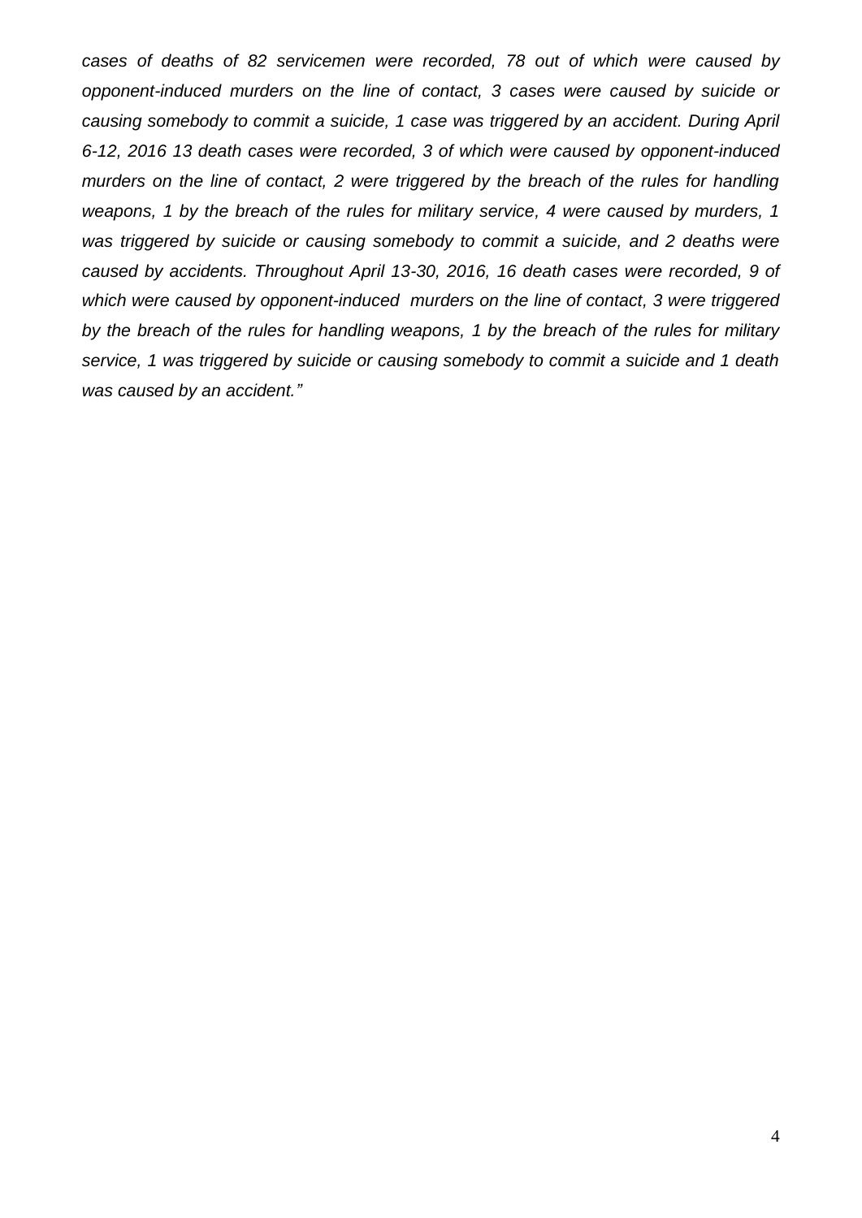*cases of deaths of 82 servicemen were recorded, 78 out of which were caused by opponent-induced murders on the line of contact, 3 cases were caused by suicide or causing somebody to commit a suicide, 1 case was triggered by an accident. During April 6-12, 2016 13 death cases were recorded, 3 of which were caused by opponent-induced murders on the line of contact, 2 were triggered by the breach of the rules for handling weapons, 1 by the breach of the rules for military service, 4 were caused by murders, 1 was triggered by suicide or causing somebody to commit a suicide, and 2 deaths were caused by accidents. Throughout April 13-30, 2016, 16 death cases were recorded, 9 of which were caused by opponent-induced murders on the line of contact, 3 were triggered by the breach of the rules for handling weapons, 1 by the breach of the rules for military service, 1 was triggered by suicide or causing somebody to commit a suicide and 1 death was caused by an accident."*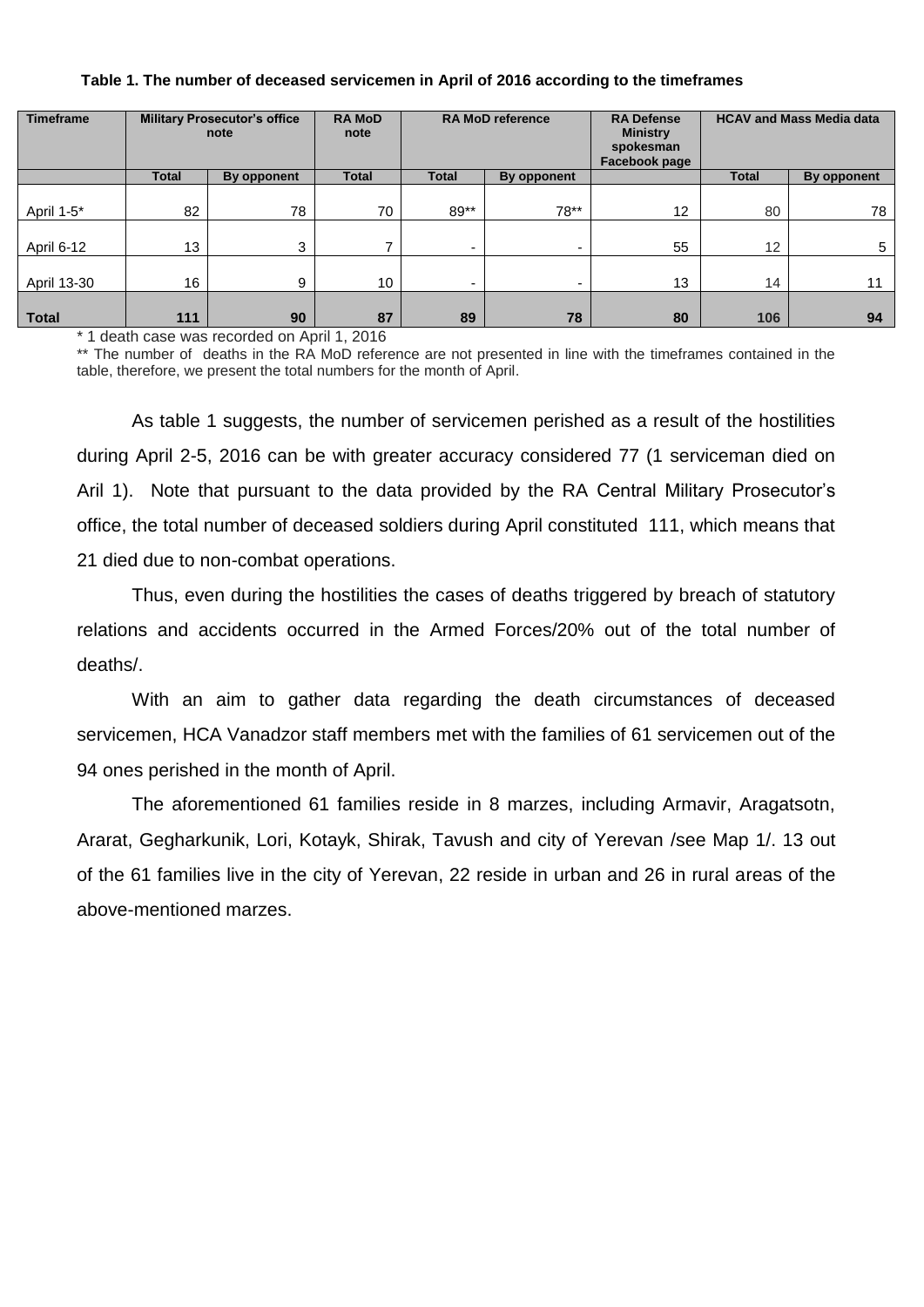**Table 1. The number of deceased servicemen in April of 2016 according to the timeframes**

| Timeframe | Military Prosecutor's office note | | RA MoD note | RA MoD reference | | RA Defense Ministry spokesman Facebook page | HCAV and Mass Media data | |
|---|---|---|---|---|---|---|---|---|
| | Total | By opponent | Total | Total | By opponent | | Total | By opponent |
| April 1-5* | 82 | 78 | 70 | 89** | 78** | 12 | 80 | 78 |
| April 6-12 | 13 | 3 | 7 | - | - | 55 | 12 | 5 |
| April 13-30 | 16 | 9 | 10 | - | - | 13 | 14 | 11 |
| **Total** | **111** | **90** | **87** | **89** | **78** | **80** | **106** | **94** |

\* 1 death case was recorded on April 1, 2016

** The number of deaths in the RA MoD reference are not presented in line with the timeframes contained in the table, therefore, we present the total numbers for the month of April.

As table 1 suggests, the number of servicemen perished as a result of the hostilities during April 2-5, 2016 can be with greater accuracy considered 77 (1 serviceman died on Aril 1). Note that pursuant to the data provided by the RA Central Military Prosecutor's office, the total number of deceased soldiers during April constituted 111, which means that 21 died due to non-combat operations.

Thus, even during the hostilities the cases of deaths triggered by breach of statutory relations and accidents occurred in the Armed Forces/20% out of the total number of deaths/.

With an aim to gather data regarding the death circumstances of deceased servicemen, HCA Vanadzor staff members met with the families of 61 servicemen out of the 94 ones perished in the month of April.

The aforementioned 61 families reside in 8 marzes, including Armavir, Aragatsotn, Ararat, Gegharkunik, Lori, Kotayk, Shirak, Tavush and city of Yerevan /see Map 1/. 13 out of the 61 families live in the city of Yerevan, 22 reside in urban and 26 in rural areas of the above-mentioned marzes.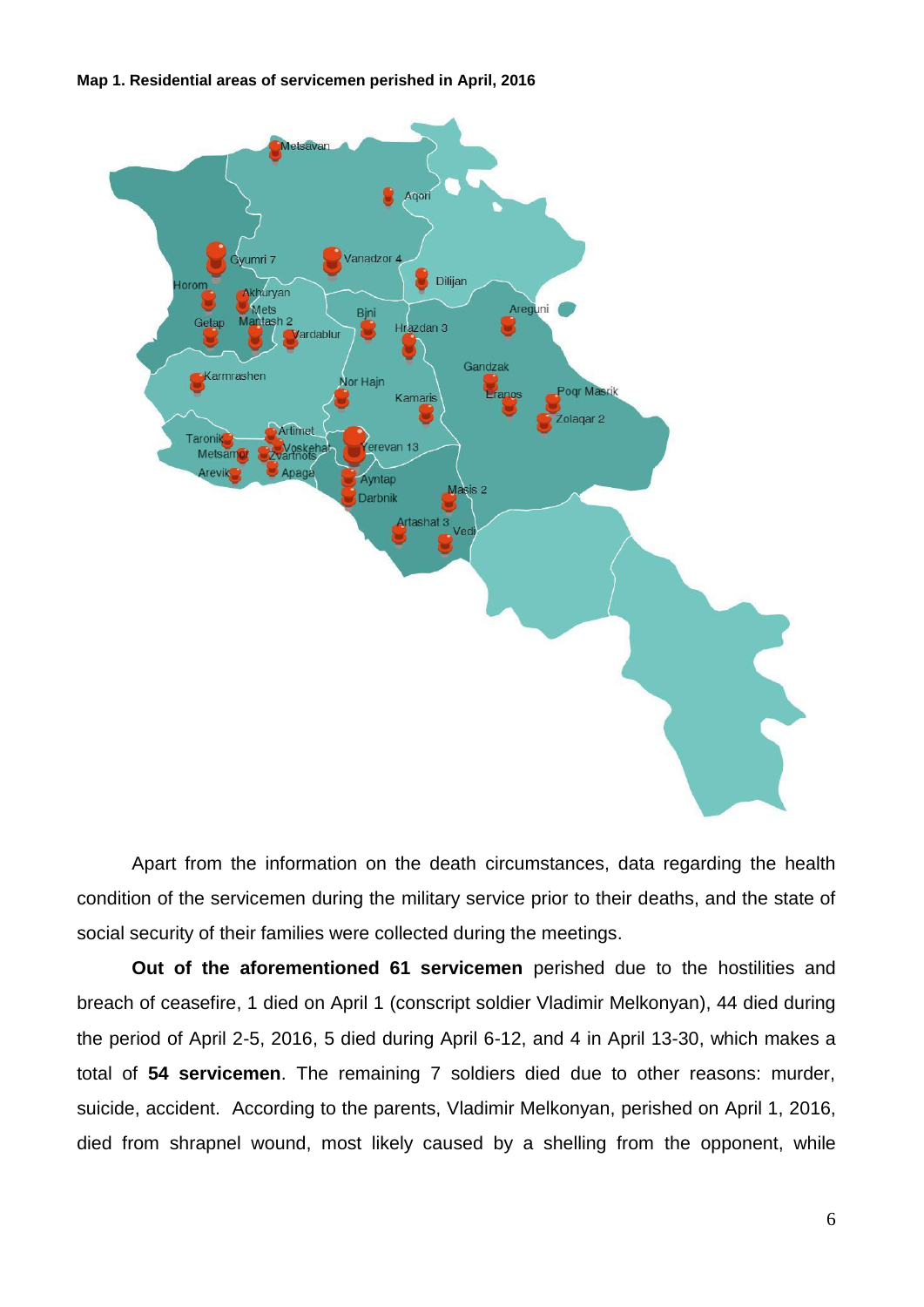**Map 1. Residential areas of servicemen perished in April, 2016**

Apart from the information on the death circumstances, data regarding the health condition of the servicemen during the military service prior to their deaths, and the state of social security of their families were collected during the meetings.

**Out of the aforementioned 61 servicemen** perished due to the hostilities and breach of ceasefire, 1 died on April 1 (conscript soldier Vladimir Melkonyan), 44 died during the period of April 2-5, 2016, 5 died during April 6-12, and 4 in April 13-30, which makes a total of **54 servicemen**. The remaining 7 soldiers died due to other reasons: murder, suicide, accident. According to the parents, Vladimir Melkonyan, perished on April 1, 2016, died from shrapnel wound, most likely caused by a shelling from the opponent, while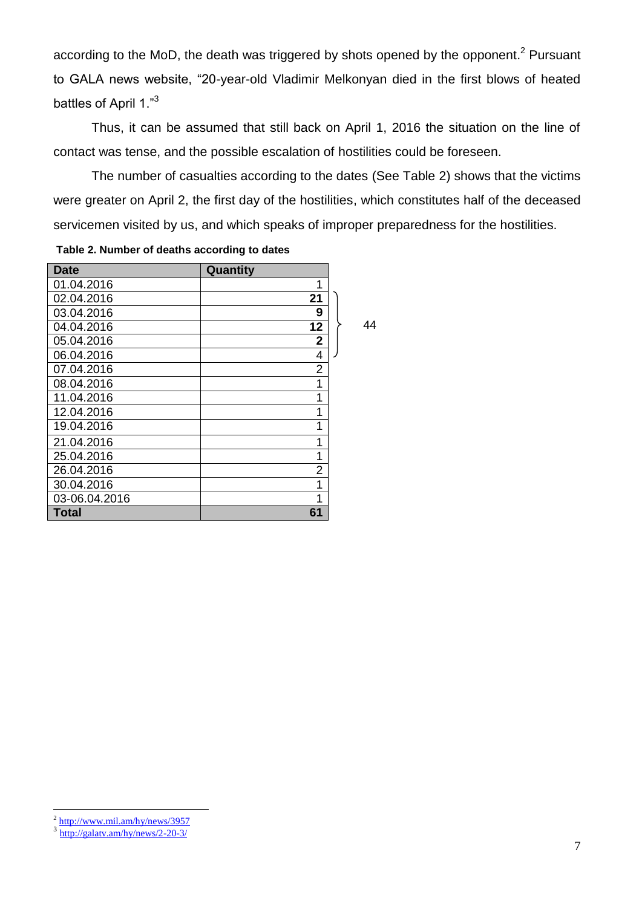according to the MoD, the death was triggered by shots opened by the opponent.[2] Pursuant to GALA news website, "20-year-old Vladimir Melkonyan died in the first blows of heated battles of April 1."[3]

Thus, it can be assumed that still back on April 1, 2016 the situation on the line of contact was tense, and the possible escalation of hostilities could be foreseen.

The number of casualties according to the dates (See Table 2) shows that the victims were greater on April 2, the first day of the hostilities, which constitutes half of the deceased servicemen visited by us, and which speaks of improper preparedness for the hostilities.

**Table 2. Number of deaths according to dates**

| Date | Quantity | |
|---|---|---|
| 01.04.2016 | 1 | |
| 02.04.2016 | **21** | 44 (02.04.2016–06.04.2016) |
| 03.04.2016 | **9** | |
| 04.04.2016 | **12** | |
| 05.04.2016 | **2** | |
| 06.04.2016 | 4 | |
| 07.04.2016 | 2 | |
| 08.04.2016 | 1 | |
| 11.04.2016 | 1 | |
| 12.04.2016 | 1 | |
| 19.04.2016 | 1 | |
| 21.04.2016 | 1 | |
| 25.04.2016 | 1 | |
| 26.04.2016 | 2 | |
| 30.04.2016 | 1 | |
| 03-06.04.2016 | 1 | |
| **Total** | **61** | |

[2] http://www.mil.am/hy/news/3957

[3] http://galatv.am/hy/news/2-20-3/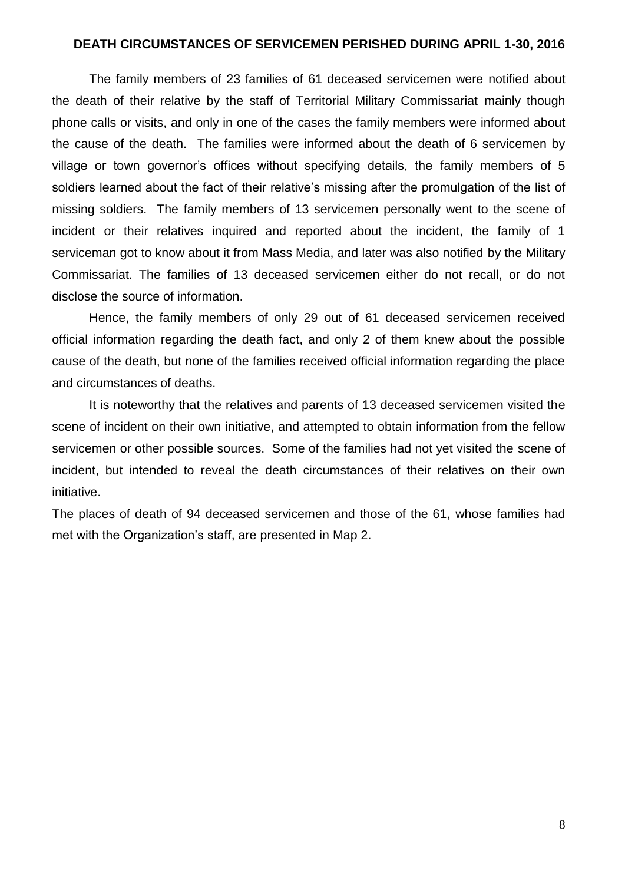## DEATH CIRCUMSTANCES OF SERVICEMEN PERISHED DURING APRIL 1-30, 2016

The family members of 23 families of 61 deceased servicemen were notified about the death of their relative by the staff of Territorial Military Commissariat mainly though phone calls or visits, and only in one of the cases the family members were informed about the cause of the death. The families were informed about the death of 6 servicemen by village or town governor's offices without specifying details, the family members of 5 soldiers learned about the fact of their relative's missing after the promulgation of the list of missing soldiers. The family members of 13 servicemen personally went to the scene of incident or their relatives inquired and reported about the incident, the family of 1 serviceman got to know about it from Mass Media, and later was also notified by the Military Commissariat. The families of 13 deceased servicemen either do not recall, or do not disclose the source of information.

Hence, the family members of only 29 out of 61 deceased servicemen received official information regarding the death fact, and only 2 of them knew about the possible cause of the death, but none of the families received official information regarding the place and circumstances of deaths.

It is noteworthy that the relatives and parents of 13 deceased servicemen visited the scene of incident on their own initiative, and attempted to obtain information from the fellow servicemen or other possible sources. Some of the families had not yet visited the scene of incident, but intended to reveal the death circumstances of their relatives on their own initiative.

The places of death of 94 deceased servicemen and those of the 61, whose families had met with the Organization's staff, are presented in Map 2.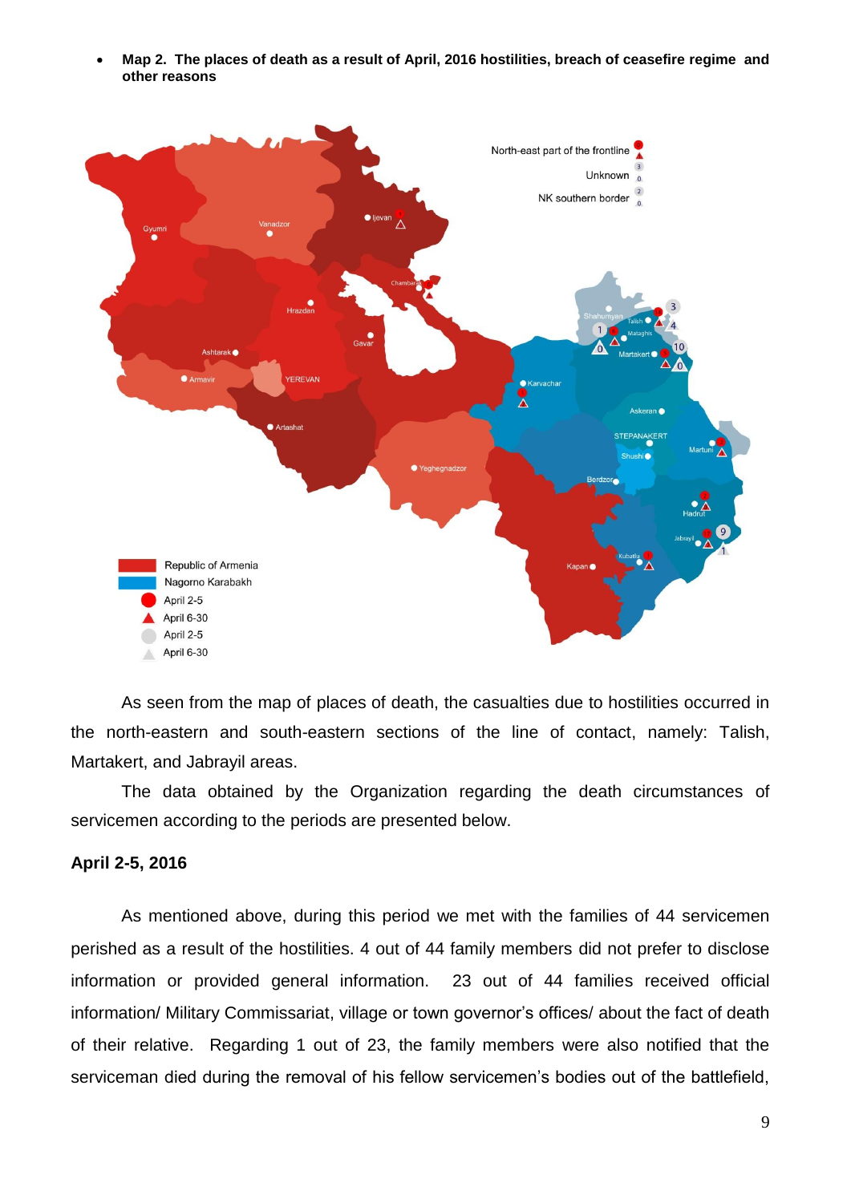- **Map 2. The places of death as a result of April, 2016 hostilities, breach of ceasefire regime and other reasons**

As seen from the map of places of death, the casualties due to hostilities occurred in the north-eastern and south-eastern sections of the line of contact, namely: Talish, Martakert, and Jabrayil areas.

The data obtained by the Organization regarding the death circumstances of servicemen according to the periods are presented below.

**April 2-5, 2016**

As mentioned above, during this period we met with the families of 44 servicemen perished as a result of the hostilities. 4 out of 44 family members did not prefer to disclose information or provided general information. 23 out of 44 families received official information/ Military Commissariat, village or town governor's offices/ about the fact of death of their relative. Regarding 1 out of 23, the family members were also notified that the serviceman died during the removal of his fellow servicemen's bodies out of the battlefield,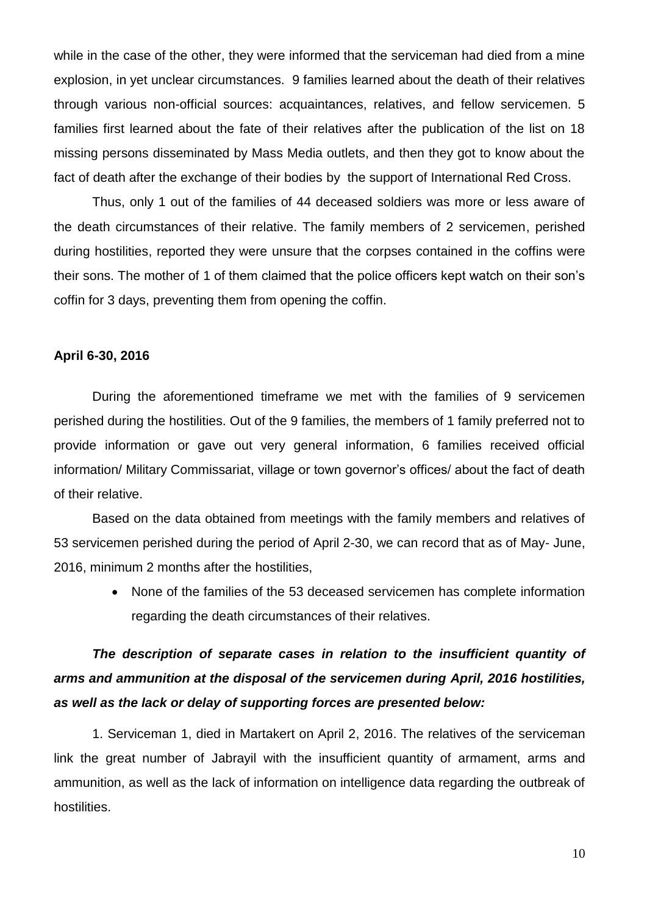while in the case of the other, they were informed that the serviceman had died from a mine explosion, in yet unclear circumstances. 9 families learned about the death of their relatives through various non-official sources: acquaintances, relatives, and fellow servicemen. 5 families first learned about the fate of their relatives after the publication of the list on 18 missing persons disseminated by Mass Media outlets, and then they got to know about the fact of death after the exchange of their bodies by the support of International Red Cross.

Thus, only 1 out of the families of 44 deceased soldiers was more or less aware of the death circumstances of their relative. The family members of 2 servicemen, perished during hostilities, reported they were unsure that the corpses contained in the coffins were their sons. The mother of 1 of them claimed that the police officers kept watch on their son's coffin for 3 days, preventing them from opening the coffin.

**April 6-30, 2016**

During the aforementioned timeframe we met with the families of 9 servicemen perished during the hostilities. Out of the 9 families, the members of 1 family preferred not to provide information or gave out very general information, 6 families received official information/ Military Commissariat, village or town governor's offices/ about the fact of death of their relative.

Based on the data obtained from meetings with the family members and relatives of 53 servicemen perished during the period of April 2-30, we can record that as of May- June, 2016, minimum 2 months after the hostilities,

- None of the families of the 53 deceased servicemen has complete information regarding the death circumstances of their relatives.

***The description of separate cases in relation to the insufficient quantity of arms and ammunition at the disposal of the servicemen during April, 2016 hostilities, as well as the lack or delay of supporting forces are presented below:***

1. Serviceman 1, died in Martakert on April 2, 2016. The relatives of the serviceman link the great number of Jabrayil with the insufficient quantity of armament, arms and ammunition, as well as the lack of information on intelligence data regarding the outbreak of hostilities.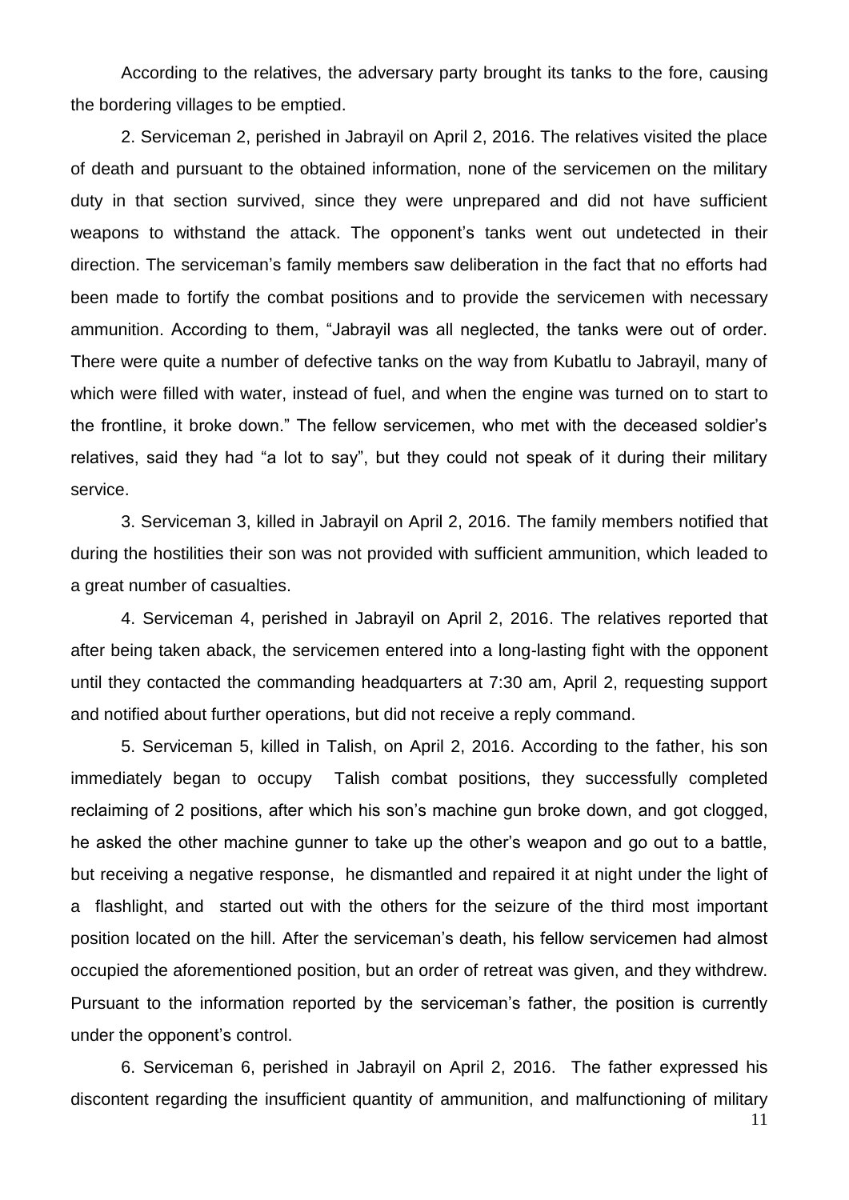According to the relatives, the adversary party brought its tanks to the fore, causing the bordering villages to be emptied.

2. Serviceman 2, perished in Jabrayil on April 2, 2016. The relatives visited the place of death and pursuant to the obtained information, none of the servicemen on the military duty in that section survived, since they were unprepared and did not have sufficient weapons to withstand the attack. The opponent's tanks went out undetected in their direction. The serviceman's family members saw deliberation in the fact that no efforts had been made to fortify the combat positions and to provide the servicemen with necessary ammunition. According to them, "Jabrayil was all neglected, the tanks were out of order. There were quite a number of defective tanks on the way from Kubatlu to Jabrayil, many of which were filled with water, instead of fuel, and when the engine was turned on to start to the frontline, it broke down." The fellow servicemen, who met with the deceased soldier's relatives, said they had "a lot to say", but they could not speak of it during their military service.

3. Serviceman 3, killed in Jabrayil on April 2, 2016. The family members notified that during the hostilities their son was not provided with sufficient ammunition, which leaded to a great number of casualties.

4. Serviceman 4, perished in Jabrayil on April 2, 2016. The relatives reported that after being taken aback, the servicemen entered into a long-lasting fight with the opponent until they contacted the commanding headquarters at 7:30 am, April 2, requesting support and notified about further operations, but did not receive a reply command.

5. Serviceman 5, killed in Talish, on April 2, 2016. According to the father, his son immediately began to occupy Talish combat positions, they successfully completed reclaiming of 2 positions, after which his son's machine gun broke down, and got clogged, he asked the other machine gunner to take up the other's weapon and go out to a battle, but receiving a negative response, he dismantled and repaired it at night under the light of a flashlight, and started out with the others for the seizure of the third most important position located on the hill. After the serviceman's death, his fellow servicemen had almost occupied the aforementioned position, but an order of retreat was given, and they withdrew. Pursuant to the information reported by the serviceman's father, the position is currently under the opponent's control.

6. Serviceman 6, perished in Jabrayil on April 2, 2016. The father expressed his discontent regarding the insufficient quantity of ammunition, and malfunctioning of military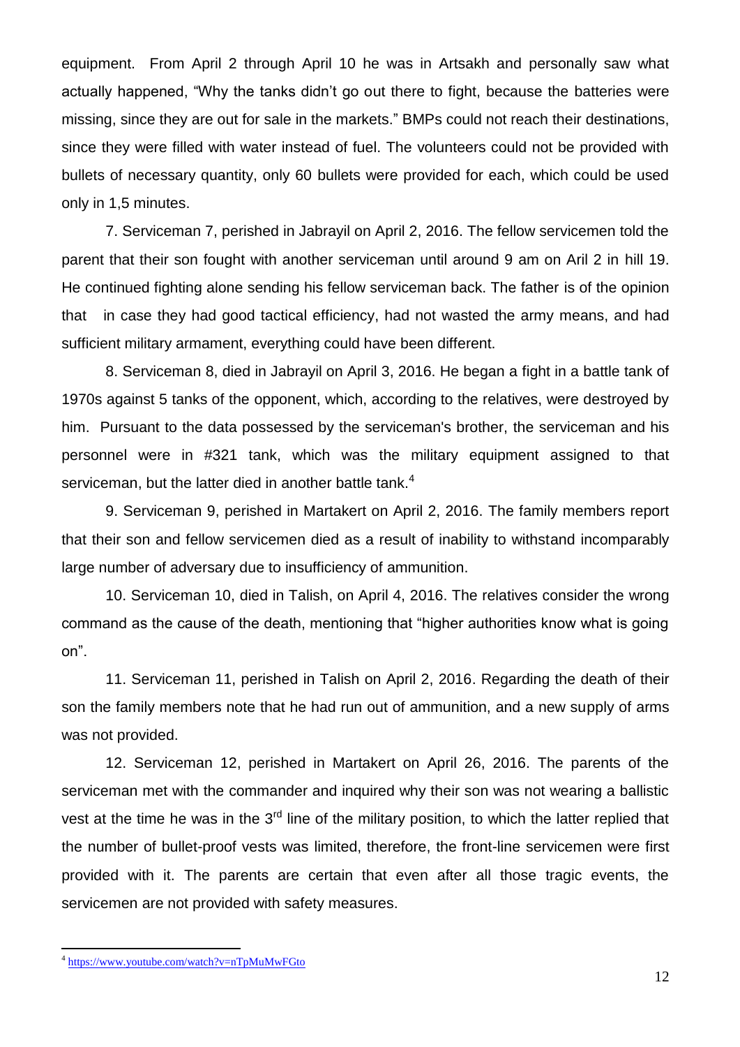equipment. From April 2 through April 10 he was in Artsakh and personally saw what actually happened, "Why the tanks didn't go out there to fight, because the batteries were missing, since they are out for sale in the markets." BMPs could not reach their destinations, since they were filled with water instead of fuel. The volunteers could not be provided with bullets of necessary quantity, only 60 bullets were provided for each, which could be used only in 1,5 minutes.

7. Serviceman 7, perished in Jabrayil on April 2, 2016. The fellow servicemen told the parent that their son fought with another serviceman until around 9 am on Aril 2 in hill 19. He continued fighting alone sending his fellow serviceman back. The father is of the opinion that in case they had good tactical efficiency, had not wasted the army means, and had sufficient military armament, everything could have been different.

8. Serviceman 8, died in Jabrayil on April 3, 2016. He began a fight in a battle tank of 1970s against 5 tanks of the opponent, which, according to the relatives, were destroyed by him. Pursuant to the data possessed by the serviceman's brother, the serviceman and his personnel were in #321 tank, which was the military equipment assigned to that serviceman, but the latter died in another battle tank.[4]

9. Serviceman 9, perished in Martakert on April 2, 2016. The family members report that their son and fellow servicemen died as a result of inability to withstand incomparably large number of adversary due to insufficiency of ammunition.

10. Serviceman 10, died in Talish, on April 4, 2016. The relatives consider the wrong command as the cause of the death, mentioning that "higher authorities know what is going on".

11. Serviceman 11, perished in Talish on April 2, 2016. Regarding the death of their son the family members note that he had run out of ammunition, and a new supply of arms was not provided.

12. Serviceman 12, perished in Martakert on April 26, 2016. The parents of the serviceman met with the commander and inquired why their son was not wearing a ballistic vest at the time he was in the 3rd line of the military position, to which the latter replied that the number of bullet-proof vests was limited, therefore, the front-line servicemen were first provided with it. The parents are certain that even after all those tragic events, the servicemen are not provided with safety measures.

---

[4] https://www.youtube.com/watch?v=nTpMuMwFGto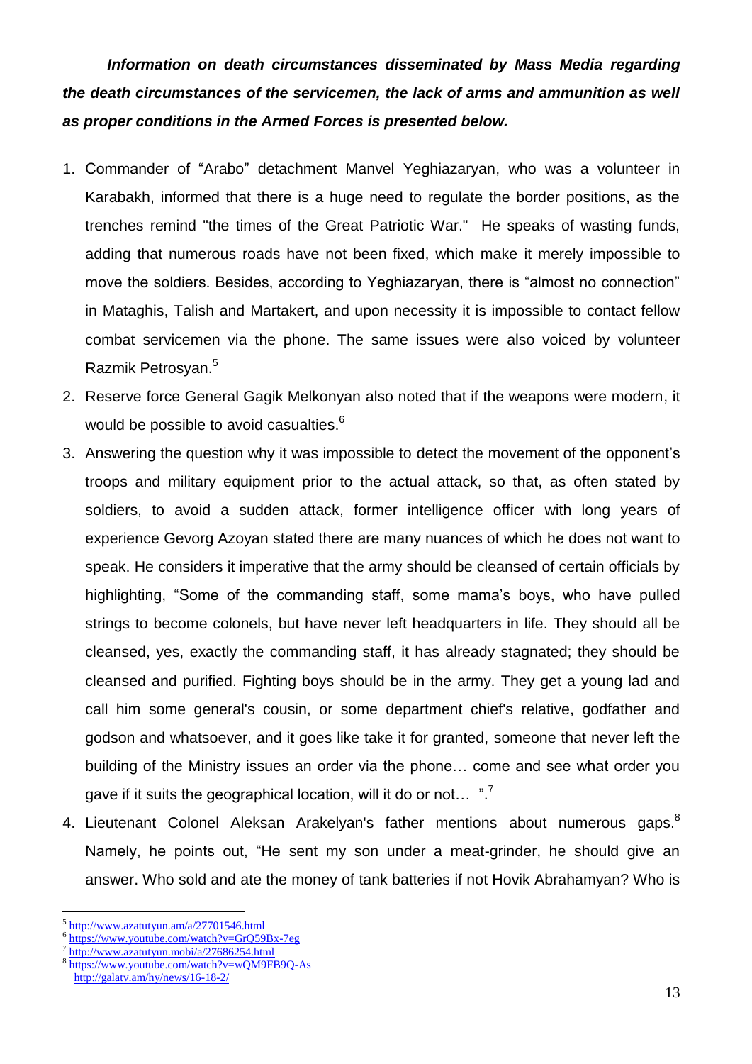***Information on death circumstances disseminated by Mass Media regarding the death circumstances of the servicemen, the lack of arms and ammunition as well as proper conditions in the Armed Forces is presented below.***

1. Commander of “Arabo” detachment Manvel Yeghiazaryan, who was a volunteer in Karabakh, informed that there is a huge need to regulate the border positions, as the trenches remind "the times of the Great Patriotic War." He speaks of wasting funds, adding that numerous roads have not been fixed, which make it merely impossible to move the soldiers. Besides, according to Yeghiazaryan, there is “almost no connection” in Mataghis, Talish and Martakert, and upon necessity it is impossible to contact fellow combat servicemen via the phone. The same issues were also voiced by volunteer Razmik Petrosyan.[5]
2. Reserve force General Gagik Melkonyan also noted that if the weapons were modern, it would be possible to avoid casualties.[6]
3. Answering the question why it was impossible to detect the movement of the opponent’s troops and military equipment prior to the actual attack, so that, as often stated by soldiers, to avoid a sudden attack, former intelligence officer with long years of experience Gevorg Azoyan stated there are many nuances of which he does not want to speak. He considers it imperative that the army should be cleansed of certain officials by highlighting, “Some of the commanding staff, some mama’s boys, who have pulled strings to become colonels, but have never left headquarters in life. They should all be cleansed, yes, exactly the commanding staff, it has already stagnated; they should be cleansed and purified. Fighting boys should be in the army. They get a young lad and call him some general's cousin, or some department chief's relative, godfather and godson and whatsoever, and it goes like take it for granted, someone that never left the building of the Ministry issues an order via the phone… come and see what order you gave if it suits the geographical location, will it do or not… ”.[7]
4. Lieutenant Colonel Aleksan Arakelyan's father mentions about numerous gaps.[8] Namely, he points out, “He sent my son under a meat-grinder, he should give an answer. Who sold and ate the money of tank batteries if not Hovik Abrahamyan? Who is

---

[5] http://www.azatutyun.am/a/27701546.html
[6] https://www.youtube.com/watch?v=GrQ59Bx-7eg
[7] http://www.azatutyun.mobi/a/27686254.html
[8] https://www.youtube.com/watch?v=wQM9FB9Q-As
http://galatv.am/hy/news/16-18-2/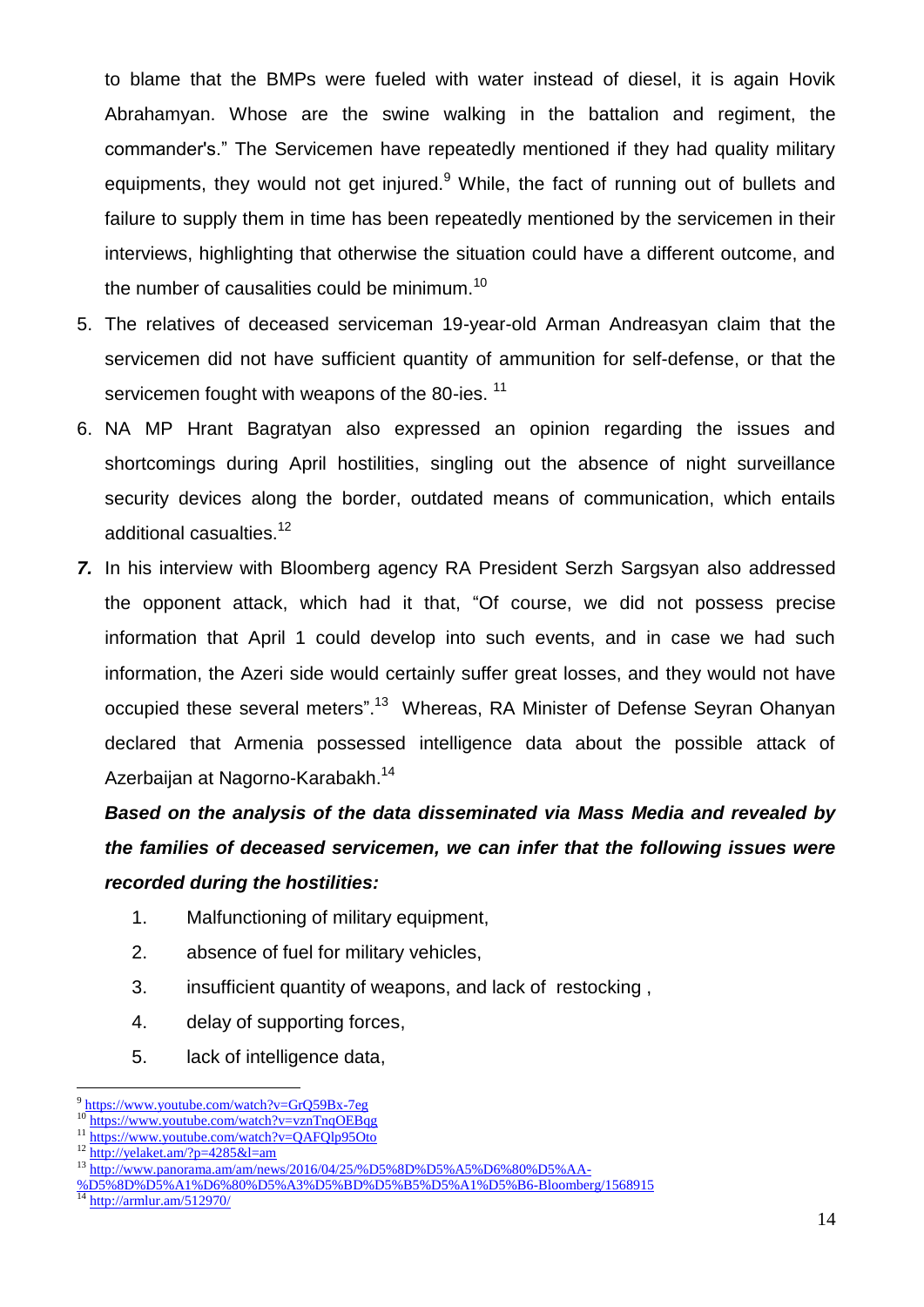to blame that the BMPs were fueled with water instead of diesel, it is again Hovik Abrahamyan. Whose are the swine walking in the battalion and regiment, the commander's." The Servicemen have repeatedly mentioned if they had quality military equipments, they would not get injured.[9] While, the fact of running out of bullets and failure to supply them in time has been repeatedly mentioned by the servicemen in their interviews, highlighting that otherwise the situation could have a different outcome, and the number of causalities could be minimum.[10]

5. The relatives of deceased serviceman 19-year-old Arman Andreasyan claim that the servicemen did not have sufficient quantity of ammunition for self-defense, or that the servicemen fought with weapons of the 80-ies. [11]
6. NA MP Hrant Bagratyan also expressed an opinion regarding the issues and shortcomings during April hostilities, singling out the absence of night surveillance security devices along the border, outdated means of communication, which entails additional casualties.[12]
7. In his interview with Bloomberg agency RA President Serzh Sargsyan also addressed the opponent attack, which had it that, "Of course, we did not possess precise information that April 1 could develop into such events, and in case we had such information, the Azeri side would certainly suffer great losses, and they would not have occupied these several meters".[13] Whereas, RA Minister of Defense Seyran Ohanyan declared that Armenia possessed intelligence data about the possible attack of Azerbaijan at Nagorno-Karabakh.[14]

***Based on the analysis of the data disseminated via Mass Media and revealed by the families of deceased servicemen, we can infer that the following issues were recorded during the hostilities:***

1. Malfunctioning of military equipment,
2. absence of fuel for military vehicles,
3. insufficient quantity of weapons, and lack of restocking ,
4. delay of supporting forces,
5. lack of intelligence data,

---

[9] https://www.youtube.com/watch?v=GrQ59Bx-7eg
[10] https://www.youtube.com/watch?v=vznTnqOEBqg
[11] https://www.youtube.com/watch?v=QAFQlp95Oto
[12] http://yelaket.am/?p=4285&l=am
[13] http://www.panorama.am/am/news/2016/04/25/%D5%8D%D5%A5%D6%80%D5%AA-%D5%8D%D5%A1%D6%80%D5%A3%D5%BD%D5%B5%D5%A1%D5%B6-Bloomberg/1568915
[14] http://armlur.am/512970/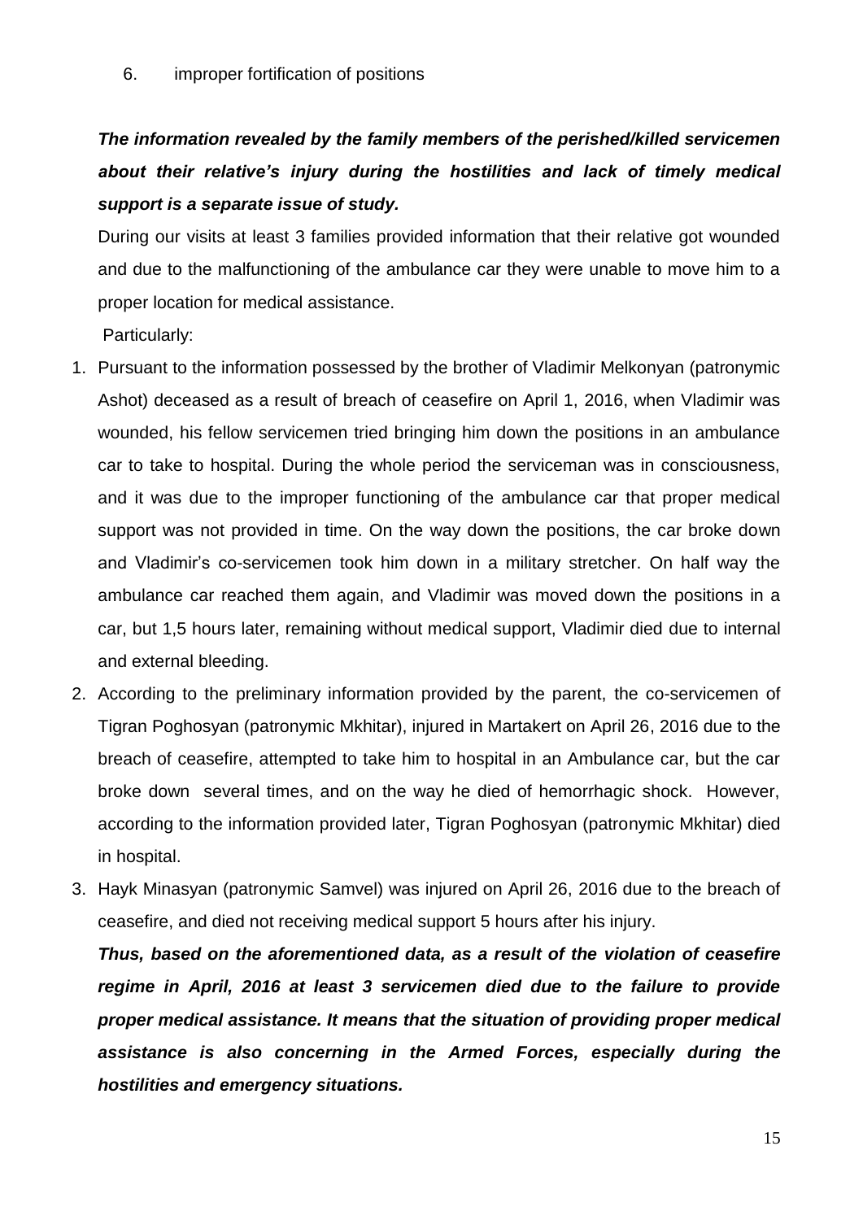6. improper fortification of positions

***The information revealed by the family members of the perished/killed servicemen about their relative's injury during the hostilities and lack of timely medical support is a separate issue of study.***

During our visits at least 3 families provided information that their relative got wounded and due to the malfunctioning of the ambulance car they were unable to move him to a proper location for medical assistance.

Particularly:

1. Pursuant to the information possessed by the brother of Vladimir Melkonyan (patronymic Ashot) deceased as a result of breach of ceasefire on April 1, 2016, when Vladimir was wounded, his fellow servicemen tried bringing him down the positions in an ambulance car to take to hospital. During the whole period the serviceman was in consciousness, and it was due to the improper functioning of the ambulance car that proper medical support was not provided in time. On the way down the positions, the car broke down and Vladimir's co-servicemen took him down in a military stretcher. On half way the ambulance car reached them again, and Vladimir was moved down the positions in a car, but 1,5 hours later, remaining without medical support, Vladimir died due to internal and external bleeding.
2. According to the preliminary information provided by the parent, the co-servicemen of Tigran Poghosyan (patronymic Mkhitar), injured in Martakert on April 26, 2016 due to the breach of ceasefire, attempted to take him to hospital in an Ambulance car, but the car broke down several times, and on the way he died of hemorrhagic shock. However, according to the information provided later, Tigran Poghosyan (patronymic Mkhitar) died in hospital.
3. Hayk Minasyan (patronymic Samvel) was injured on April 26, 2016 due to the breach of ceasefire, and died not receiving medical support 5 hours after his injury.

***Thus, based on the aforementioned data, as a result of the violation of ceasefire regime in April, 2016 at least 3 servicemen died due to the failure to provide proper medical assistance. It means that the situation of providing proper medical assistance is also concerning in the Armed Forces, especially during the hostilities and emergency situations.***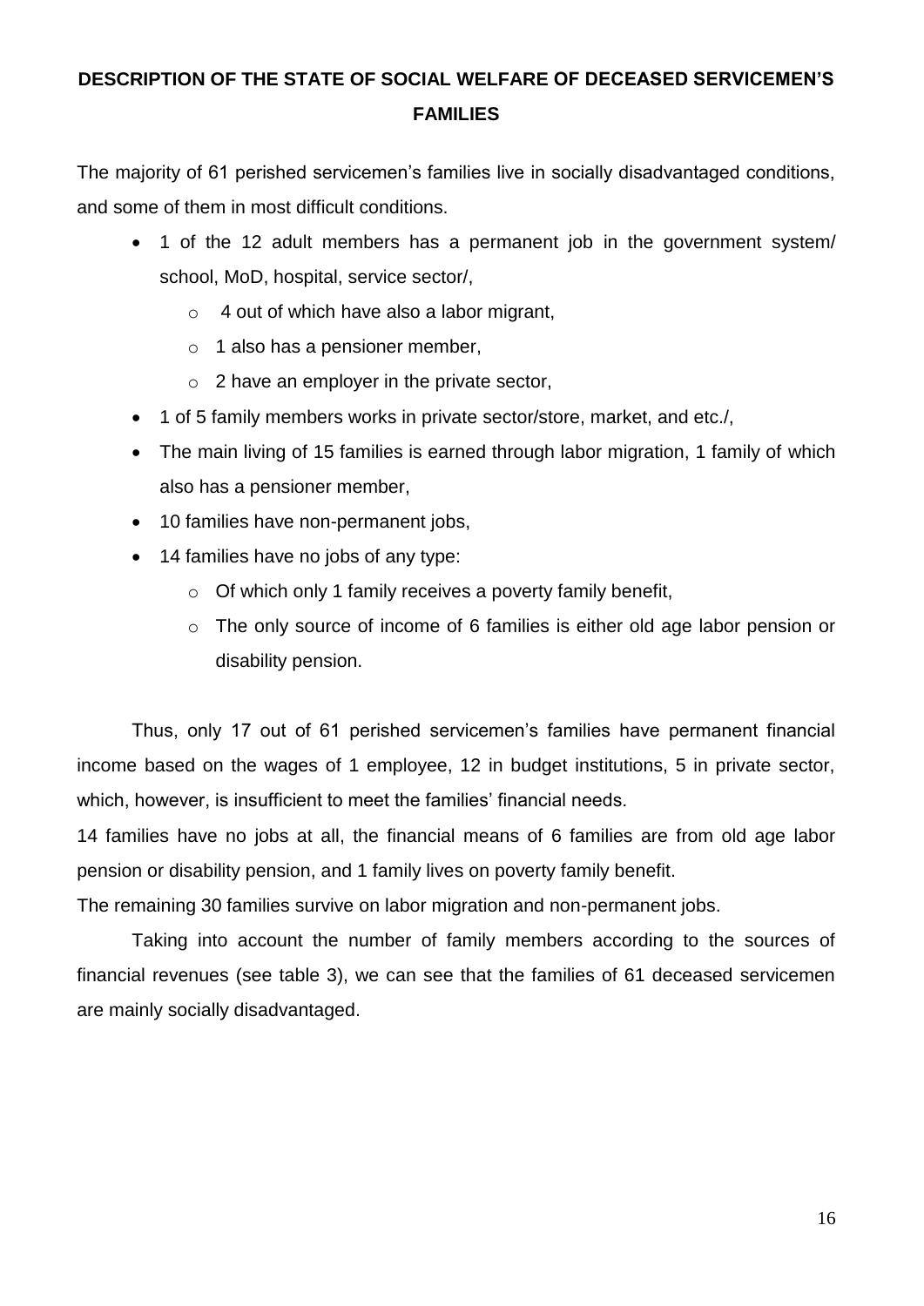## DESCRIPTION OF THE STATE OF SOCIAL WELFARE OF DECEASED SERVICEMEN'S FAMILIES

The majority of 61 perished servicemen's families live in socially disadvantaged conditions, and some of them in most difficult conditions.

- 1 of the 12 adult members has a permanent job in the government system/ school, MoD, hospital, service sector/,
  - 4 out of which have also a labor migrant,
  - 1 also has a pensioner member,
  - 2 have an employer in the private sector,
- 1 of 5 family members works in private sector/store, market, and etc./,
- The main living of 15 families is earned through labor migration, 1 family of which also has a pensioner member,
- 10 families have non-permanent jobs,
- 14 families have no jobs of any type:
  - Of which only 1 family receives a poverty family benefit,
  - The only source of income of 6 families is either old age labor pension or disability pension.

Thus, only 17 out of 61 perished servicemen's families have permanent financial income based on the wages of 1 employee, 12 in budget institutions, 5 in private sector, which, however, is insufficient to meet the families' financial needs.

14 families have no jobs at all, the financial means of 6 families are from old age labor pension or disability pension, and 1 family lives on poverty family benefit.

The remaining 30 families survive on labor migration and non-permanent jobs.

Taking into account the number of family members according to the sources of financial revenues (see table 3), we can see that the families of 61 deceased servicemen are mainly socially disadvantaged.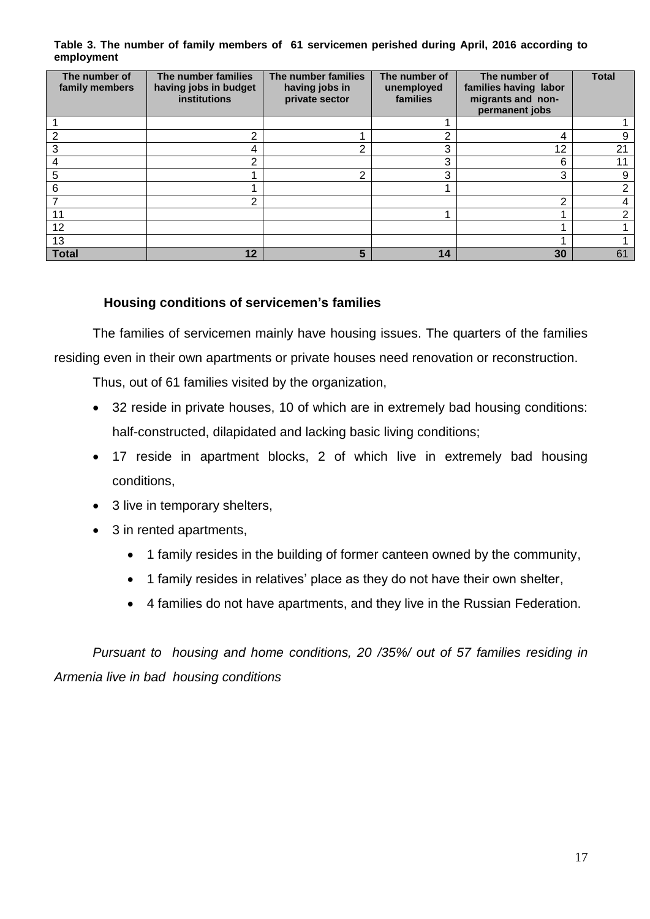**Table 3. The number of family members of 61 servicemen perished during April, 2016 according to employment**

| The number of family members | The number families having jobs in budget institutions | The number families having jobs in private sector | The number of unemployed families | The number of families having labor migrants and non-permanent jobs | Total |
|---|---|---|---|---|---|
| 1 | | | 1 | | 1 |
| 2 | 2 | 1 | 2 | 4 | 9 |
| 3 | 4 | 2 | 3 | 12 | 21 |
| 4 | 2 | | 3 | 6 | 11 |
| 5 | 1 | 2 | 3 | 3 | 9 |
| 6 | 1 | | 1 | | 2 |
| 7 | 2 | | | 2 | 4 |
| 11 | | | 1 | 1 | 2 |
| 12 | | | | 1 | 1 |
| 13 | | | | 1 | 1 |
| **Total** | **12** | **5** | **14** | **30** | 61 |

### Housing conditions of servicemen's families

The families of servicemen mainly have housing issues. The quarters of the families residing even in their own apartments or private houses need renovation or reconstruction.

Thus, out of 61 families visited by the organization,

- 32 reside in private houses, 10 of which are in extremely bad housing conditions: half-constructed, dilapidated and lacking basic living conditions;
- 17 reside in apartment blocks, 2 of which live in extremely bad housing conditions,
- 3 live in temporary shelters,
- 3 in rented apartments,
  - 1 family resides in the building of former canteen owned by the community,
  - 1 family resides in relatives' place as they do not have their own shelter,
  - 4 families do not have apartments, and they live in the Russian Federation.

*Pursuant to housing and home conditions, 20 /35%/ out of 57 families residing in Armenia live in bad housing conditions*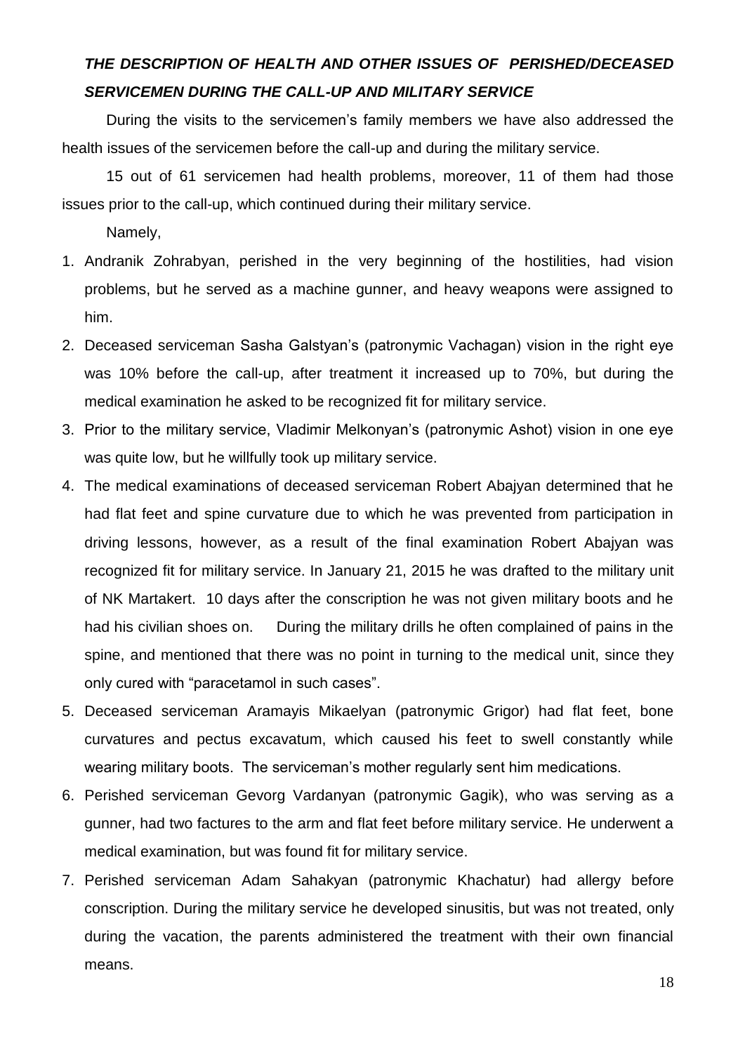## *THE DESCRIPTION OF HEALTH AND OTHER ISSUES OF PERISHED/DECEASED SERVICEMEN DURING THE CALL-UP AND MILITARY SERVICE*

During the visits to the servicemen's family members we have also addressed the health issues of the servicemen before the call-up and during the military service.

15 out of 61 servicemen had health problems, moreover, 11 of them had those issues prior to the call-up, which continued during their military service.

Namely,

1. Andranik Zohrabyan, perished in the very beginning of the hostilities, had vision problems, but he served as a machine gunner, and heavy weapons were assigned to him.
2. Deceased serviceman Sasha Galstyan's (patronymic Vachagan) vision in the right eye was 10% before the call-up, after treatment it increased up to 70%, but during the medical examination he asked to be recognized fit for military service.
3. Prior to the military service, Vladimir Melkonyan's (patronymic Ashot) vision in one eye was quite low, but he willfully took up military service.
4. The medical examinations of deceased serviceman Robert Abajyan determined that he had flat feet and spine curvature due to which he was prevented from participation in driving lessons, however, as a result of the final examination Robert Abajyan was recognized fit for military service. In January 21, 2015 he was drafted to the military unit of NK Martakert. 10 days after the conscription he was not given military boots and he had his civilian shoes on. During the military drills he often complained of pains in the spine, and mentioned that there was no point in turning to the medical unit, since they only cured with "paracetamol in such cases".
5. Deceased serviceman Aramayis Mikaelyan (patronymic Grigor) had flat feet, bone curvatures and pectus excavatum, which caused his feet to swell constantly while wearing military boots. The serviceman's mother regularly sent him medications.
6. Perished serviceman Gevorg Vardanyan (patronymic Gagik), who was serving as a gunner, had two factures to the arm and flat feet before military service. He underwent a medical examination, but was found fit for military service.
7. Perished serviceman Adam Sahakyan (patronymic Khachatur) had allergy before conscription. During the military service he developed sinusitis, but was not treated, only during the vacation, the parents administered the treatment with their own financial means.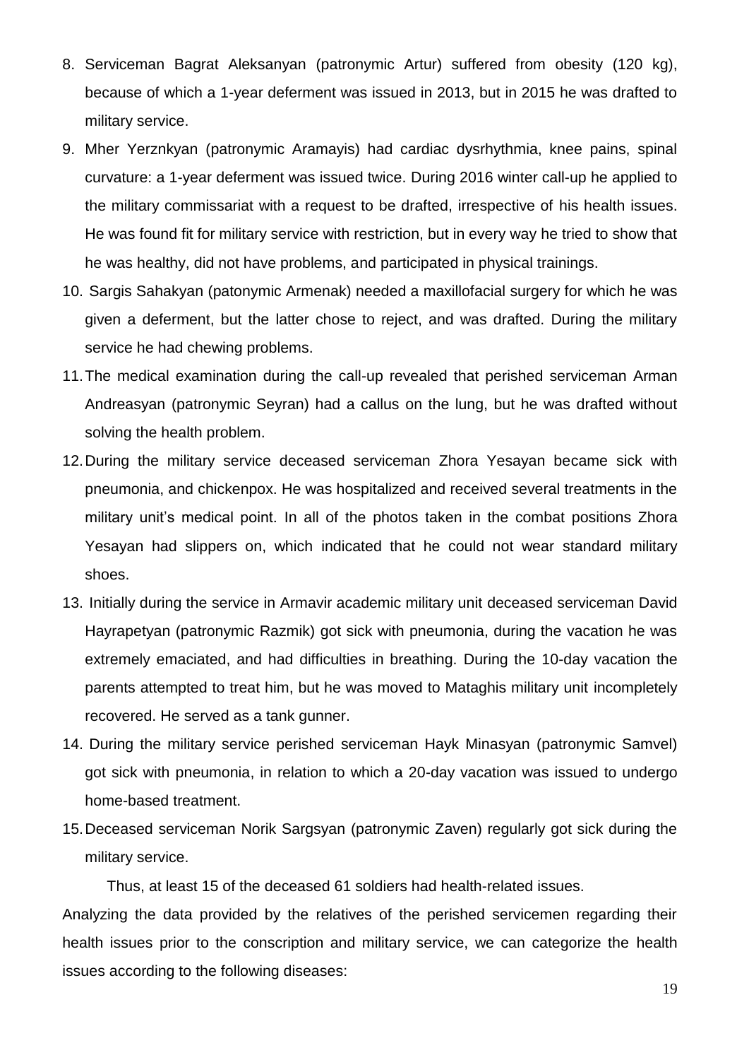8. Serviceman Bagrat Aleksanyan (patronymic Artur) suffered from obesity (120 kg), because of which a 1-year deferment was issued in 2013, but in 2015 he was drafted to military service.
9. Mher Yerznkyan (patronymic Aramayis) had cardiac dysrhythmia, knee pains, spinal curvature: a 1-year deferment was issued twice. During 2016 winter call-up he applied to the military commissariat with a request to be drafted, irrespective of his health issues. He was found fit for military service with restriction, but in every way he tried to show that he was healthy, did not have problems, and participated in physical trainings.
10. Sargis Sahakyan (patonymic Armenak) needed a maxillofacial surgery for which he was given a deferment, but the latter chose to reject, and was drafted. During the military service he had chewing problems.
11. The medical examination during the call-up revealed that perished serviceman Arman Andreasyan (patronymic Seyran) had a callus on the lung, but he was drafted without solving the health problem.
12. During the military service deceased serviceman Zhora Yesayan became sick with pneumonia, and chickenpox. He was hospitalized and received several treatments in the military unit's medical point. In all of the photos taken in the combat positions Zhora Yesayan had slippers on, which indicated that he could not wear standard military shoes.
13. Initially during the service in Armavir academic military unit deceased serviceman David Hayrapetyan (patronymic Razmik) got sick with pneumonia, during the vacation he was extremely emaciated, and had difficulties in breathing. During the 10-day vacation the parents attempted to treat him, but he was moved to Mataghis military unit incompletely recovered. He served as a tank gunner.
14. During the military service perished serviceman Hayk Minasyan (patronymic Samvel) got sick with pneumonia, in relation to which a 20-day vacation was issued to undergo home-based treatment.
15. Deceased serviceman Norik Sargsyan (patronymic Zaven) regularly got sick during the military service.

Thus, at least 15 of the deceased 61 soldiers had health-related issues.

Analyzing the data provided by the relatives of the perished servicemen regarding their health issues prior to the conscription and military service, we can categorize the health issues according to the following diseases: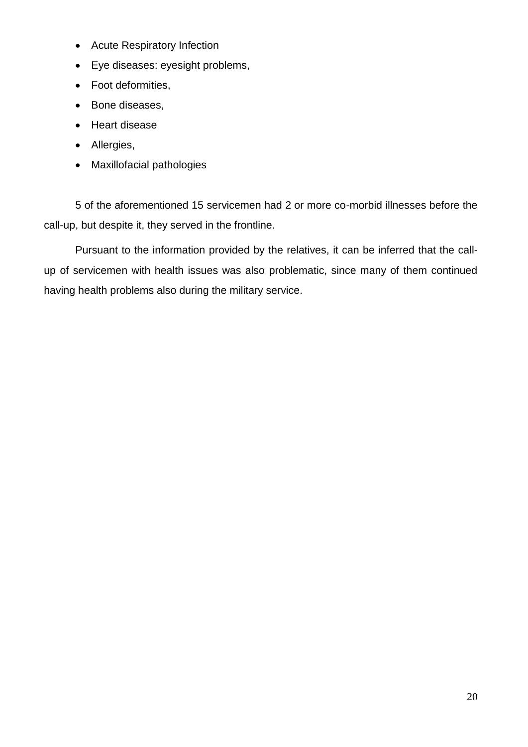- Acute Respiratory Infection
- Eye diseases: eyesight problems,
- Foot deformities,
- Bone diseases,
- Heart disease
- Allergies,
- Maxillofacial pathologies

5 of the aforementioned 15 servicemen had 2 or more co-morbid illnesses before the call-up, but despite it, they served in the frontline.

Pursuant to the information provided by the relatives, it can be inferred that the call-up of servicemen with health issues was also problematic, since many of them continued having health problems also during the military service.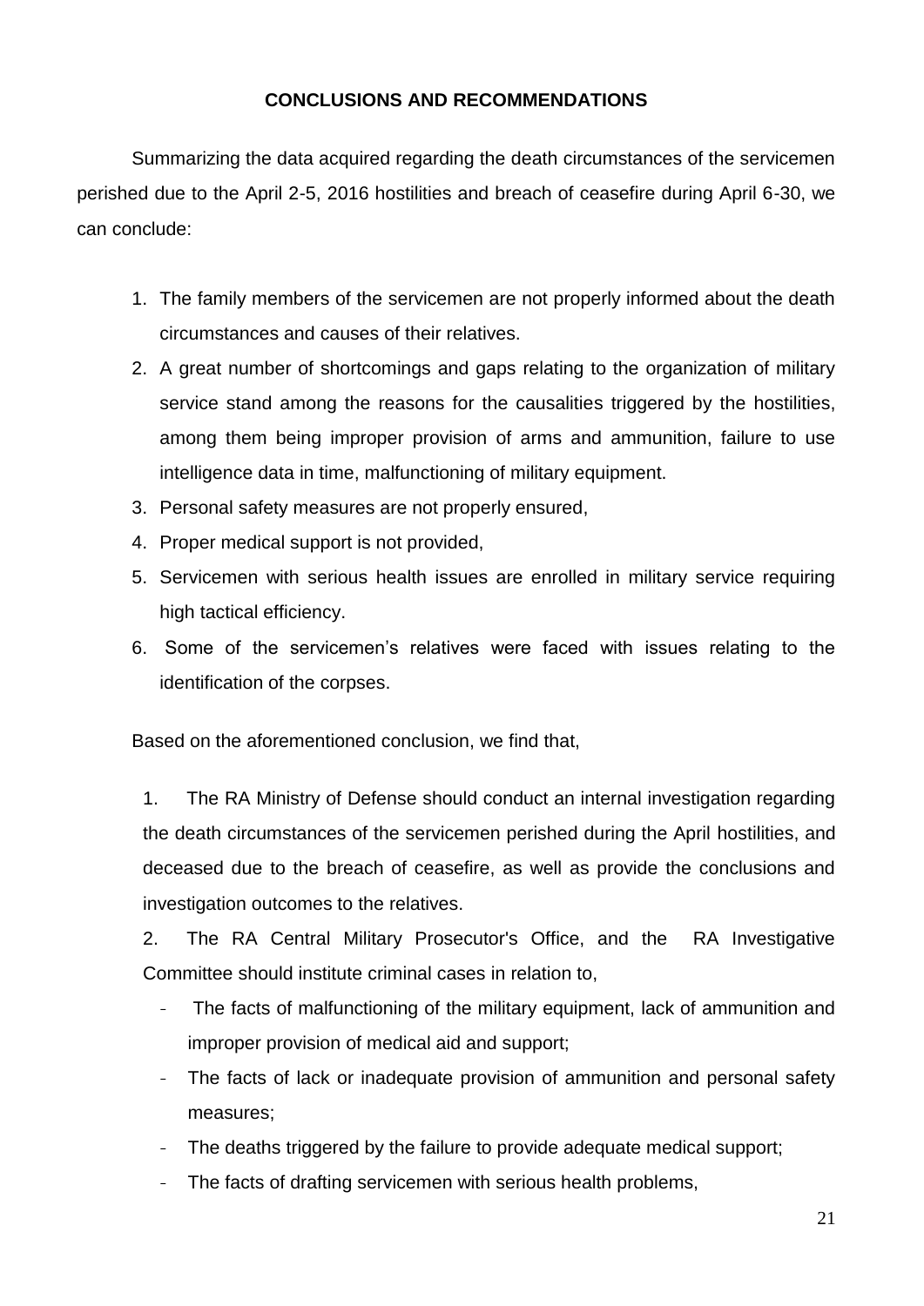## CONCLUSIONS AND RECOMMENDATIONS

Summarizing the data acquired regarding the death circumstances of the servicemen perished due to the April 2-5, 2016 hostilities and breach of ceasefire during April 6-30, we can conclude:

1. The family members of the servicemen are not properly informed about the death circumstances and causes of their relatives.
2. A great number of shortcomings and gaps relating to the organization of military service stand among the reasons for the causalities triggered by the hostilities, among them being improper provision of arms and ammunition, failure to use intelligence data in time, malfunctioning of military equipment.
3. Personal safety measures are not properly ensured,
4. Proper medical support is not provided,
5. Servicemen with serious health issues are enrolled in military service requiring high tactical efficiency.
6. Some of the servicemen's relatives were faced with issues relating to the identification of the corpses.

Based on the aforementioned conclusion, we find that,

1. The RA Ministry of Defense should conduct an internal investigation regarding the death circumstances of the servicemen perished during the April hostilities, and deceased due to the breach of ceasefire, as well as provide the conclusions and investigation outcomes to the relatives.
2. The RA Central Military Prosecutor's Office, and the RA Investigative Committee should institute criminal cases in relation to,
   - The facts of malfunctioning of the military equipment, lack of ammunition and improper provision of medical aid and support;
   - The facts of lack or inadequate provision of ammunition and personal safety measures;
   - The deaths triggered by the failure to provide adequate medical support;
   - The facts of drafting servicemen with serious health problems,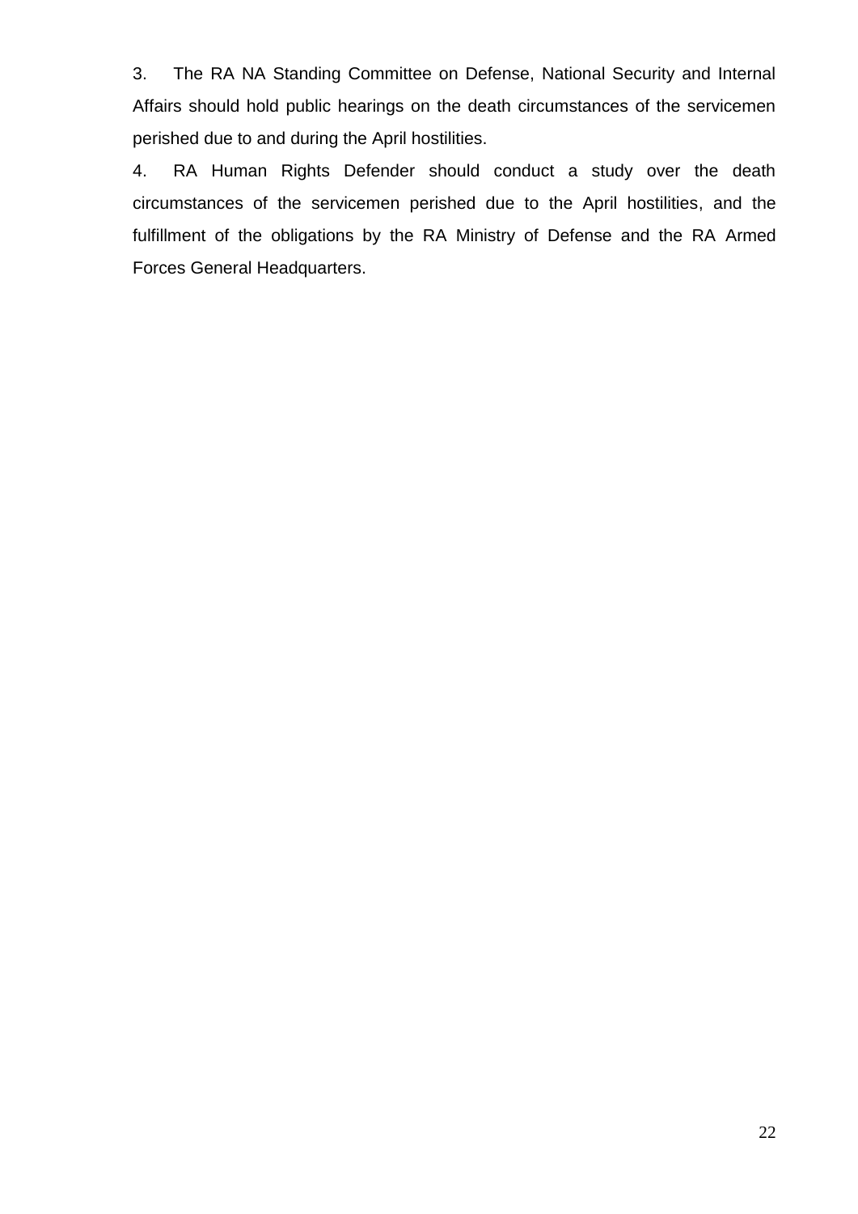3. The RA NA Standing Committee on Defense, National Security and Internal Affairs should hold public hearings on the death circumstances of the servicemen perished due to and during the April hostilities.

4. RA Human Rights Defender should conduct a study over the death circumstances of the servicemen perished due to the April hostilities, and the fulfillment of the obligations by the RA Ministry of Defense and the RA Armed Forces General Headquarters.